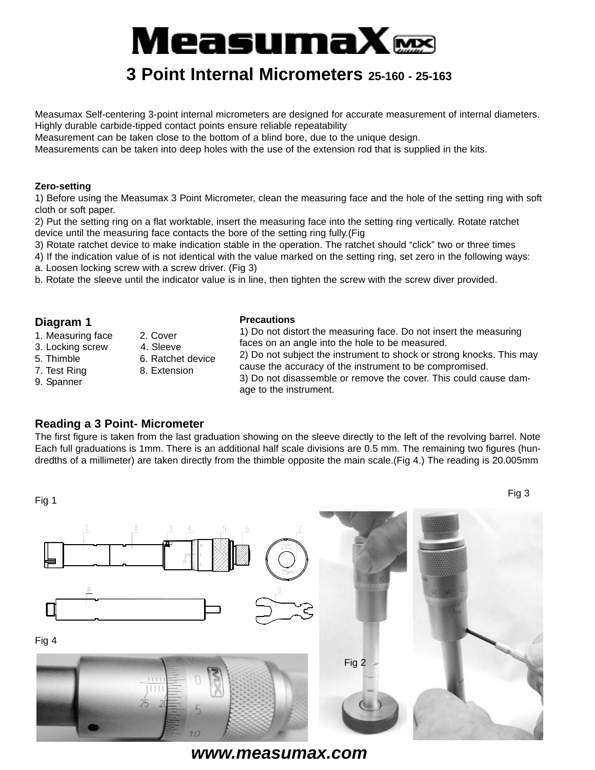# MeasumaX

## 3 Point Internal Micrometers 25-160 - 25-163

Measumax Self-centering 3-point internal micrometers are designed for accurate measurement of internal diameters.
Highly durable carbide-tipped contact points ensure reliable repeatability
Measurement can be taken close to the bottom of a blind bore, due to the unique design.
Measurements can be taken into deep holes with the use of the extension rod that is supplied in the kits.

**Zero-setting**

1) Before using the Measumax 3 Point Micrometer, clean the measuring face and the hole of the setting ring with soft cloth or soft paper.
2) Put the setting ring on a flat worktable, insert the measuring face into the setting ring vertically. Rotate ratchet device until the measuring face contacts the bore of the setting ring fully.(Fig
3) Rotate ratchet device to make indication stable in the operation. The ratchet should "click" two or three times
4) If the indication value of is not identical with the value marked on the setting ring, set zero in the following ways:
a. Loosen locking screw with a screw driver. (Fig 3)
b. Rotate the sleeve until the indicator value is in line, then tighten the screw with the screw diver provided.

### Diagram 1

1. Measuring face
2. Cover
3. Locking screw
4. Sleeve
5. Thimble
6. Ratchet device
7. Test Ring
8. Extension
9. Spanner

**Precautions**

1) Do not distort the measuring face. Do not insert the measuring faces on an angle into the hole to be measured.
2) Do not subject the instrument to shock or strong knocks. This may cause the accuracy of the instrument to be compromised.
3) Do not disassemble or remove the cover. This could cause damage to the instrument.

### Reading a 3 Point- Micrometer

The first figure is taken from the last graduation showing on the sleeve directly to the left of the revolving barrel. Note Each full graduations is 1mm. There is an additional half scale divisions are 0.5 mm. The remaining two figures (hundredths of a millimeter) are taken directly from the thimble opposite the main scale.(Fig 4.) The reading is 20.005mm

Fig 1

Fig 2

Fig 3

Fig 4

www.measumax.com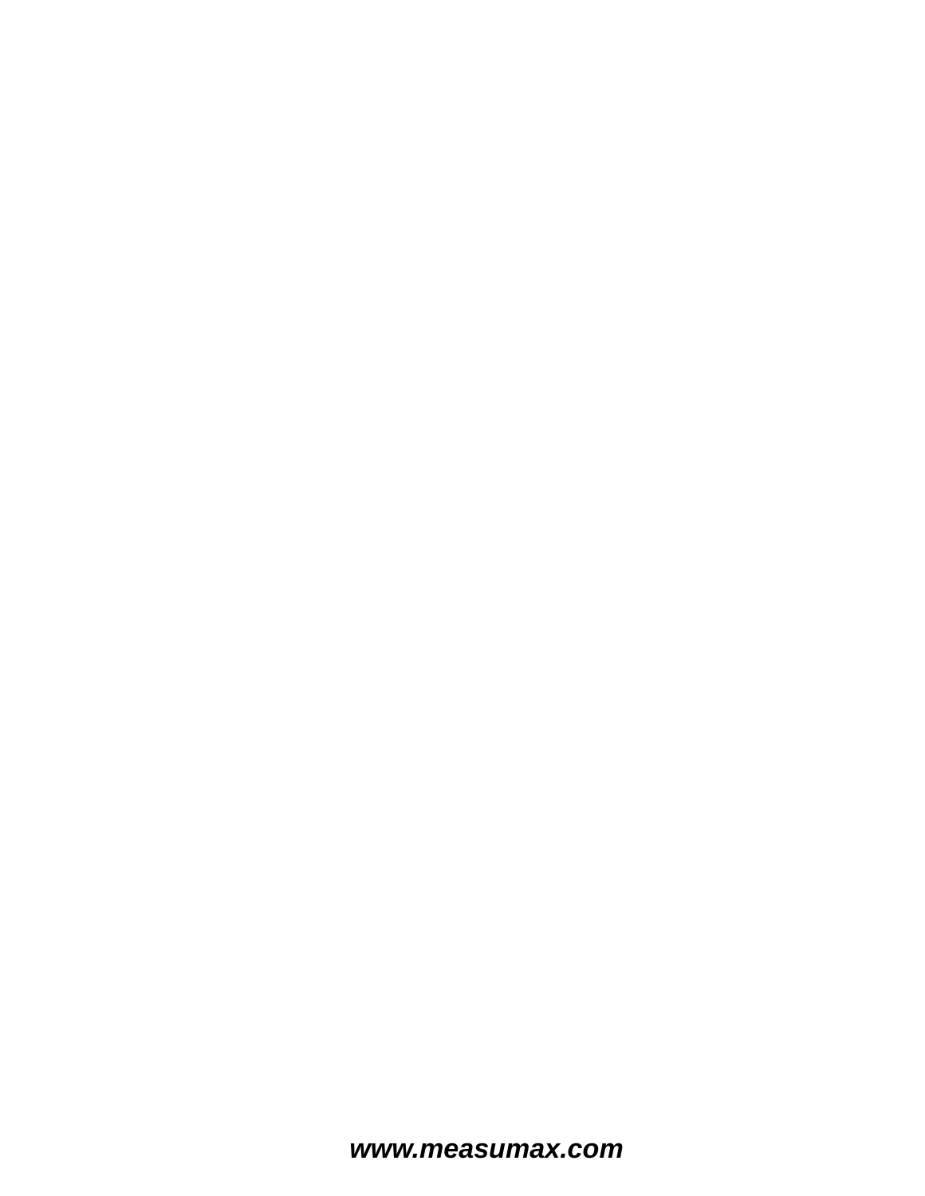***www.measumax.com***